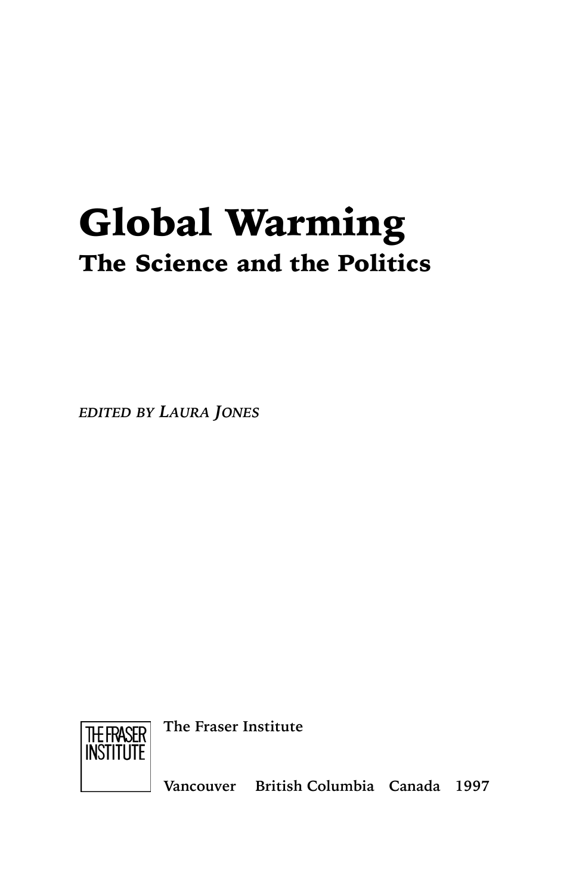# Global Warming

## The Science and the Politics

*EDITED BY LAURA JONES*

THE FRASER INSTITUTE

The Fraser Institute

Vancouver British Columbia Canada 1997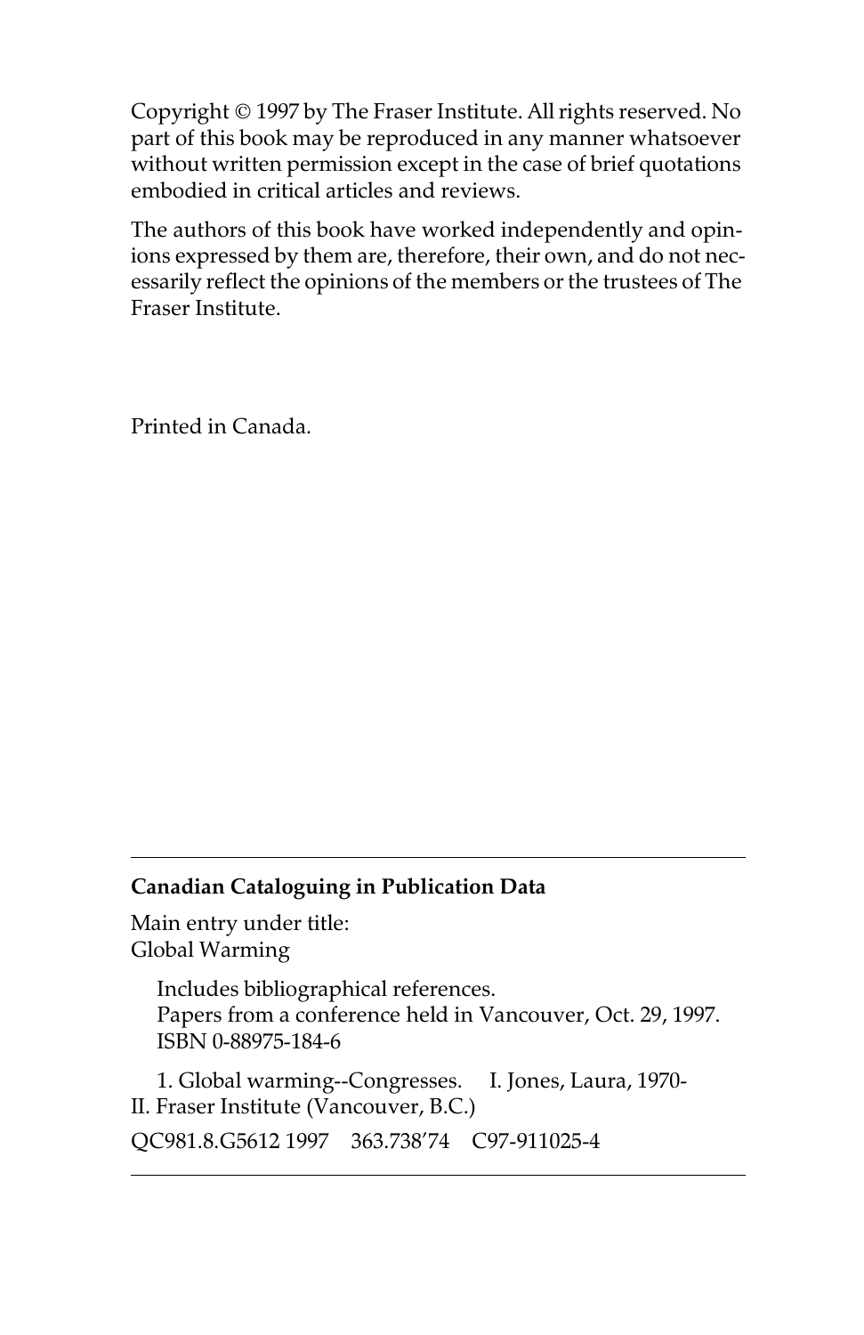Copyright © 1997 by The Fraser Institute. All rights reserved. No part of this book may be reproduced in any manner whatsoever without written permission except in the case of brief quotations embodied in critical articles and reviews.

The authors of this book have worked independently and opinions expressed by them are, therefore, their own, and do not necessarily reflect the opinions of the members or the trustees of The Fraser Institute.

Printed in Canada.

---

**Canadian Cataloguing in Publication Data**

Main entry under title:
Global Warming

Includes bibliographical references.
Papers from a conference held in Vancouver, Oct. 29, 1997.
ISBN 0-88975-184-6

1. Global warming--Congresses. I. Jones, Laura, 1970-
II. Fraser Institute (Vancouver, B.C.)

QC981.8.G5612 1997 363.738'74 C97-911025-4

---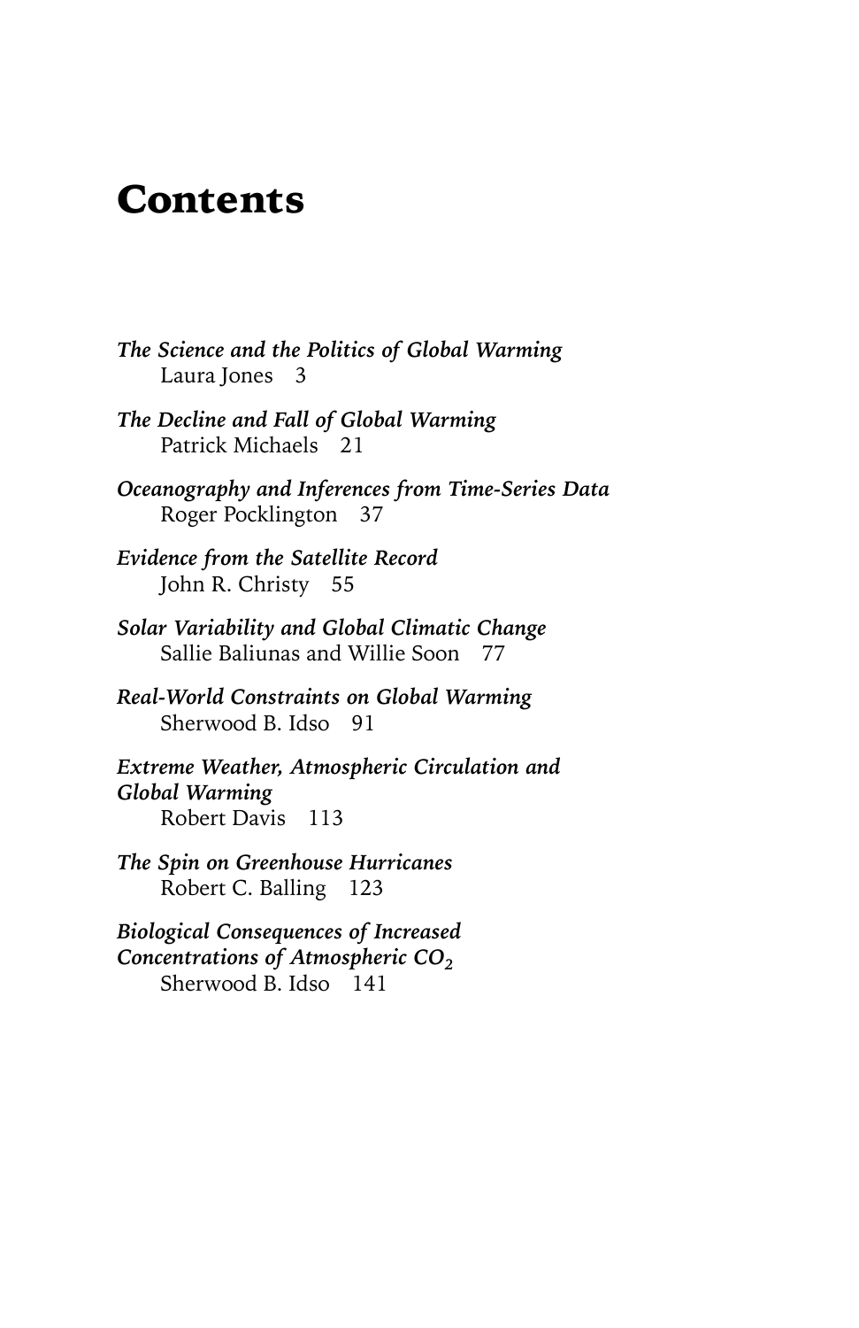# Contents

*The Science and the Politics of Global Warming*
Laura Jones 3

*The Decline and Fall of Global Warming*
Patrick Michaels 21

*Oceanography and Inferences from Time-Series Data*
Roger Pocklington 37

*Evidence from the Satellite Record*
John R. Christy 55

*Solar Variability and Global Climatic Change*
Sallie Baliunas and Willie Soon 77

*Real-World Constraints on Global Warming*
Sherwood B. Idso 91

*Extreme Weather, Atmospheric Circulation and Global Warming*
Robert Davis 113

*The Spin on Greenhouse Hurricanes*
Robert C. Balling 123

*Biological Consequences of Increased Concentrations of Atmospheric $CO_2$*
Sherwood B. Idso 141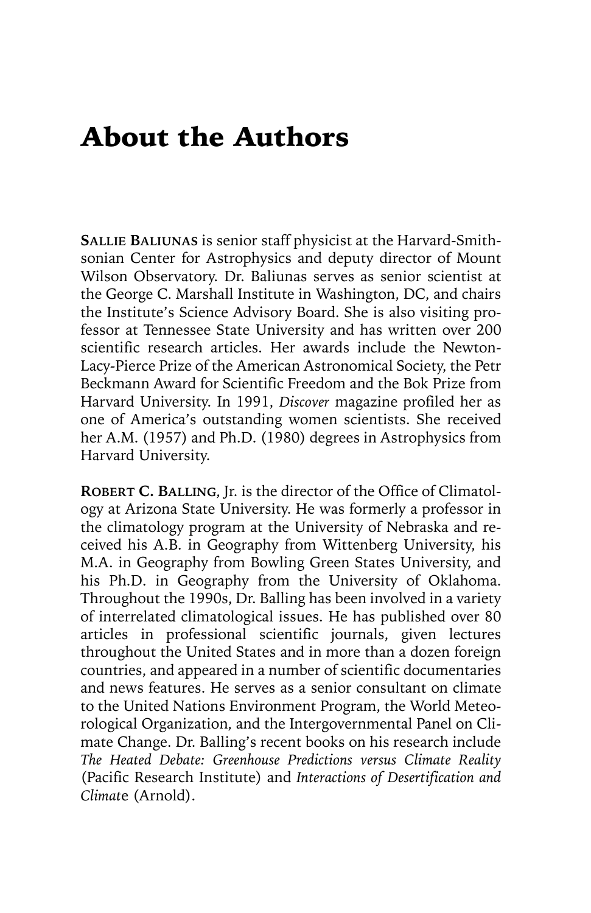# About the Authors

**SALLIE BALIUNAS** is senior staff physicist at the Harvard-Smithsonian Center for Astrophysics and deputy director of Mount Wilson Observatory. Dr. Baliunas serves as senior scientist at the George C. Marshall Institute in Washington, DC, and chairs the Institute's Science Advisory Board. She is also visiting professor at Tennessee State University and has written over 200 scientific research articles. Her awards include the Newton-Lacy-Pierce Prize of the American Astronomical Society, the Petr Beckmann Award for Scientific Freedom and the Bok Prize from Harvard University. In 1991, *Discover* magazine profiled her as one of America's outstanding women scientists. She received her A.M. (1957) and Ph.D. (1980) degrees in Astrophysics from Harvard University.

**ROBERT C. BALLING**, Jr. is the director of the Office of Climatology at Arizona State University. He was formerly a professor in the climatology program at the University of Nebraska and received his A.B. in Geography from Wittenberg University, his M.A. in Geography from Bowling Green States University, and his Ph.D. in Geography from the University of Oklahoma. Throughout the 1990s, Dr. Balling has been involved in a variety of interrelated climatological issues. He has published over 80 articles in professional scientific journals, given lectures throughout the United States and in more than a dozen foreign countries, and appeared in a number of scientific documentaries and news features. He serves as a senior consultant on climate to the United Nations Environment Program, the World Meteorological Organization, and the Intergovernmental Panel on Climate Change. Dr. Balling's recent books on his research include *The Heated Debate: Greenhouse Predictions versus Climate Reality* (Pacific Research Institute) and *Interactions of Desertification and Climate* (Arnold).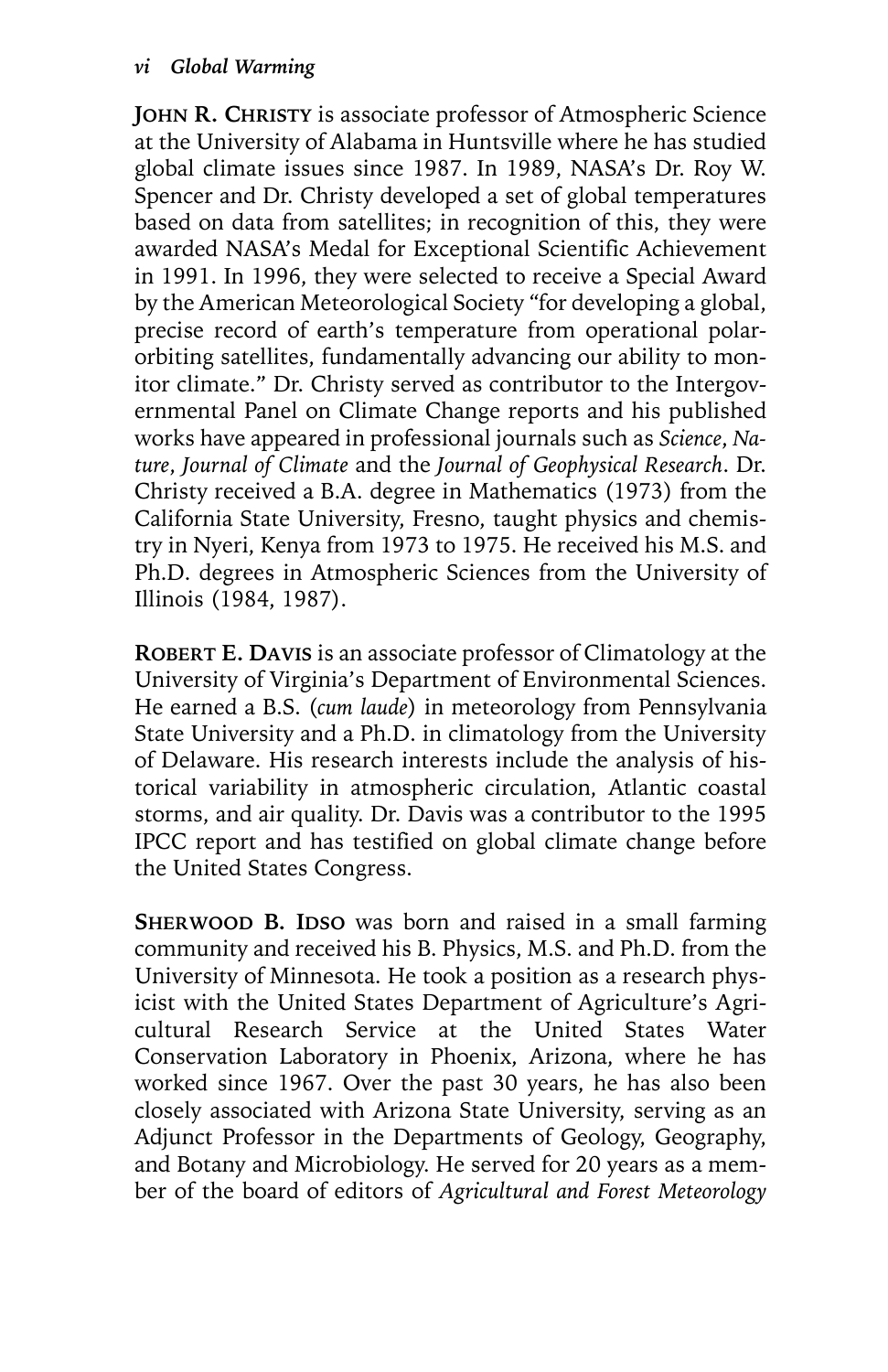**JOHN R. CHRISTY** is associate professor of Atmospheric Science at the University of Alabama in Huntsville where he has studied global climate issues since 1987. In 1989, NASA's Dr. Roy W. Spencer and Dr. Christy developed a set of global temperatures based on data from satellites; in recognition of this, they were awarded NASA's Medal for Exceptional Scientific Achievement in 1991. In 1996, they were selected to receive a Special Award by the American Meteorological Society "for developing a global, precise record of earth's temperature from operational polar-orbiting satellites, fundamentally advancing our ability to monitor climate." Dr. Christy served as contributor to the Intergovernmental Panel on Climate Change reports and his published works have appeared in professional journals such as *Science*, *Nature*, *Journal of Climate* and the *Journal of Geophysical Research*. Dr. Christy received a B.A. degree in Mathematics (1973) from the California State University, Fresno, taught physics and chemistry in Nyeri, Kenya from 1973 to 1975. He received his M.S. and Ph.D. degrees in Atmospheric Sciences from the University of Illinois (1984, 1987).

**ROBERT E. DAVIS** is an associate professor of Climatology at the University of Virginia's Department of Environmental Sciences. He earned a B.S. (*cum laude*) in meteorology from Pennsylvania State University and a Ph.D. in climatology from the University of Delaware. His research interests include the analysis of historical variability in atmospheric circulation, Atlantic coastal storms, and air quality. Dr. Davis was a contributor to the 1995 IPCC report and has testified on global climate change before the United States Congress.

**SHERWOOD B. IDSO** was born and raised in a small farming community and received his B. Physics, M.S. and Ph.D. from the University of Minnesota. He took a position as a research physicist with the United States Department of Agriculture's Agricultural Research Service at the United States Water Conservation Laboratory in Phoenix, Arizona, where he has worked since 1967. Over the past 30 years, he has also been closely associated with Arizona State University, serving as an Adjunct Professor in the Departments of Geology, Geography, and Botany and Microbiology. He served for 20 years as a member of the board of editors of *Agricultural and Forest Meteorology*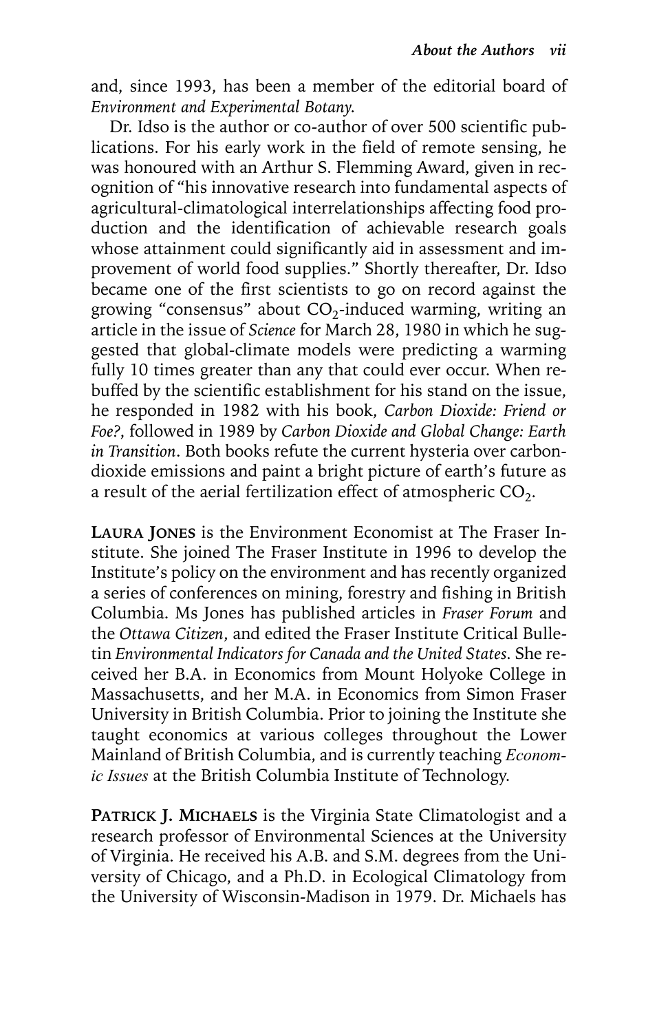and, since 1993, has been a member of the editorial board of *Environment and Experimental Botany*.

Dr. Idso is the author or co-author of over 500 scientific publications. For his early work in the field of remote sensing, he was honoured with an Arthur S. Flemming Award, given in recognition of "his innovative research into fundamental aspects of agricultural-climatological interrelationships affecting food production and the identification of achievable research goals whose attainment could significantly aid in assessment and improvement of world food supplies." Shortly thereafter, Dr. Idso became one of the first scientists to go on record against the growing "consensus" about $CO_2$-induced warming, writing an article in the issue of *Science* for March 28, 1980 in which he suggested that global-climate models were predicting a warming fully 10 times greater than any that could ever occur. When rebuffed by the scientific establishment for his stand on the issue, he responded in 1982 with his book, *Carbon Dioxide: Friend or Foe?*, followed in 1989 by *Carbon Dioxide and Global Change: Earth in Transition*. Both books refute the current hysteria over carbon-dioxide emissions and paint a bright picture of earth's future as a result of the aerial fertilization effect of atmospheric $CO_2$.

**Laura Jones** is the Environment Economist at The Fraser Institute. She joined The Fraser Institute in 1996 to develop the Institute's policy on the environment and has recently organized a series of conferences on mining, forestry and fishing in British Columbia. Ms Jones has published articles in *Fraser Forum* and the *Ottawa Citizen*, and edited the Fraser Institute Critical Bulletin *Environmental Indicators for Canada and the United States*. She received her B.A. in Economics from Mount Holyoke College in Massachusetts, and her M.A. in Economics from Simon Fraser University in British Columbia. Prior to joining the Institute she taught economics at various colleges throughout the Lower Mainland of British Columbia, and is currently teaching *Economic Issues* at the British Columbia Institute of Technology.

**Patrick J. Michaels** is the Virginia State Climatologist and a research professor of Environmental Sciences at the University of Virginia. He received his A.B. and S.M. degrees from the University of Chicago, and a Ph.D. in Ecological Climatology from the University of Wisconsin-Madison in 1979. Dr. Michaels has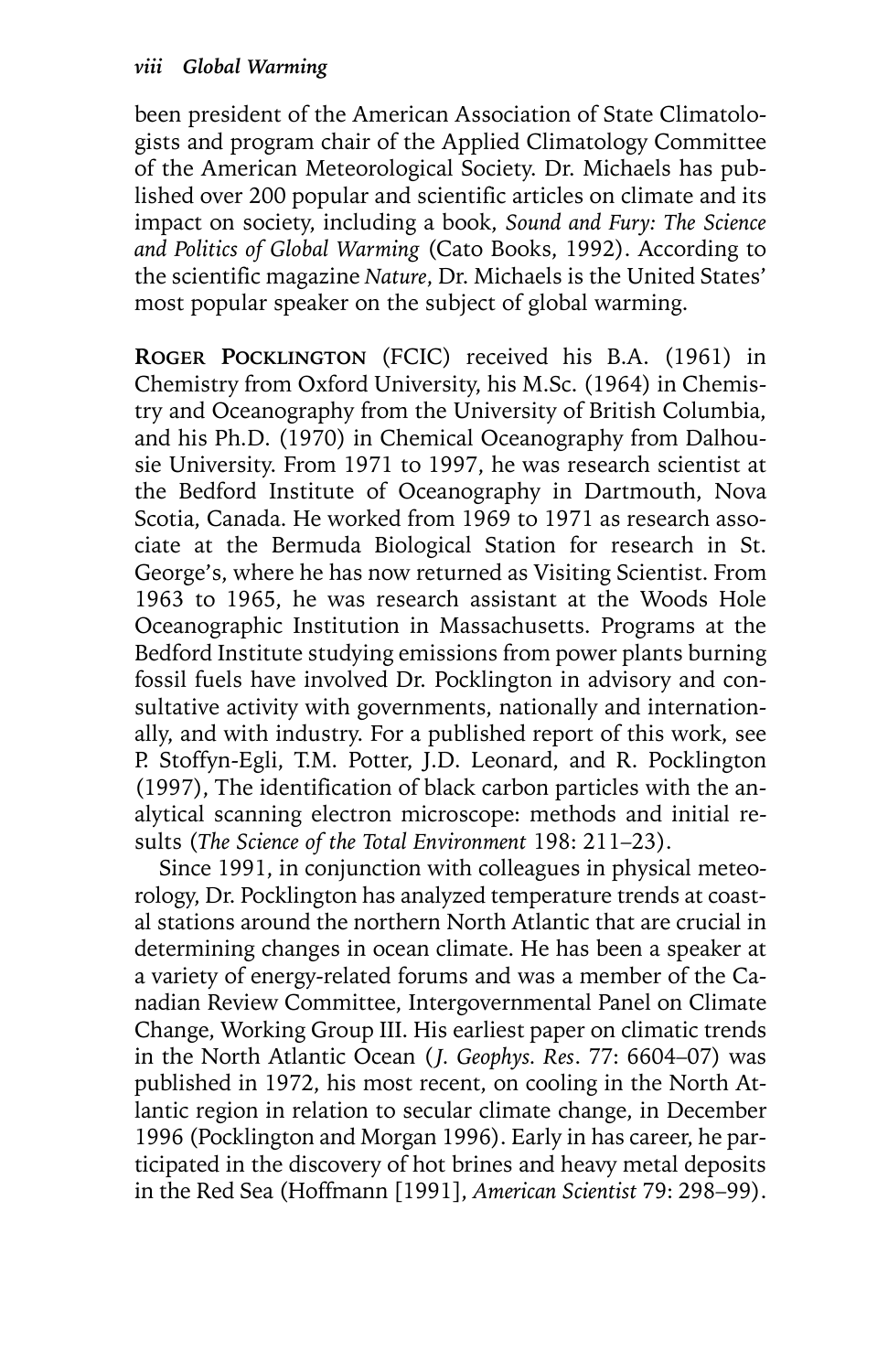been president of the American Association of State Climatologists and program chair of the Applied Climatology Committee of the American Meteorological Society. Dr. Michaels has published over 200 popular and scientific articles on climate and its impact on society, including a book, *Sound and Fury: The Science and Politics of Global Warming* (Cato Books, 1992). According to the scientific magazine *Nature*, Dr. Michaels is the United States' most popular speaker on the subject of global warming.

**ROGER POCKLINGTON** (FCIC) received his B.A. (1961) in Chemistry from Oxford University, his M.Sc. (1964) in Chemistry and Oceanography from the University of British Columbia, and his Ph.D. (1970) in Chemical Oceanography from Dalhousie University. From 1971 to 1997, he was research scientist at the Bedford Institute of Oceanography in Dartmouth, Nova Scotia, Canada. He worked from 1969 to 1971 as research associate at the Bermuda Biological Station for research in St. George's, where he has now returned as Visiting Scientist. From 1963 to 1965, he was research assistant at the Woods Hole Oceanographic Institution in Massachusetts. Programs at the Bedford Institute studying emissions from power plants burning fossil fuels have involved Dr. Pocklington in advisory and consultative activity with governments, nationally and internationally, and with industry. For a published report of this work, see P. Stoffyn-Egli, T.M. Potter, J.D. Leonard, and R. Pocklington (1997), The identification of black carbon particles with the analytical scanning electron microscope: methods and initial results (*The Science of the Total Environment* 198: 211–23).

Since 1991, in conjunction with colleagues in physical meteorology, Dr. Pocklington has analyzed temperature trends at coastal stations around the northern North Atlantic that are crucial in determining changes in ocean climate. He has been a speaker at a variety of energy-related forums and was a member of the Canadian Review Committee, Intergovernmental Panel on Climate Change, Working Group III. His earliest paper on climatic trends in the North Atlantic Ocean (*J. Geophys. Res*. 77: 6604–07) was published in 1972, his most recent, on cooling in the North Atlantic region in relation to secular climate change, in December 1996 (Pocklington and Morgan 1996). Early in has career, he participated in the discovery of hot brines and heavy metal deposits in the Red Sea (Hoffmann [1991], *American Scientist* 79: 298–99).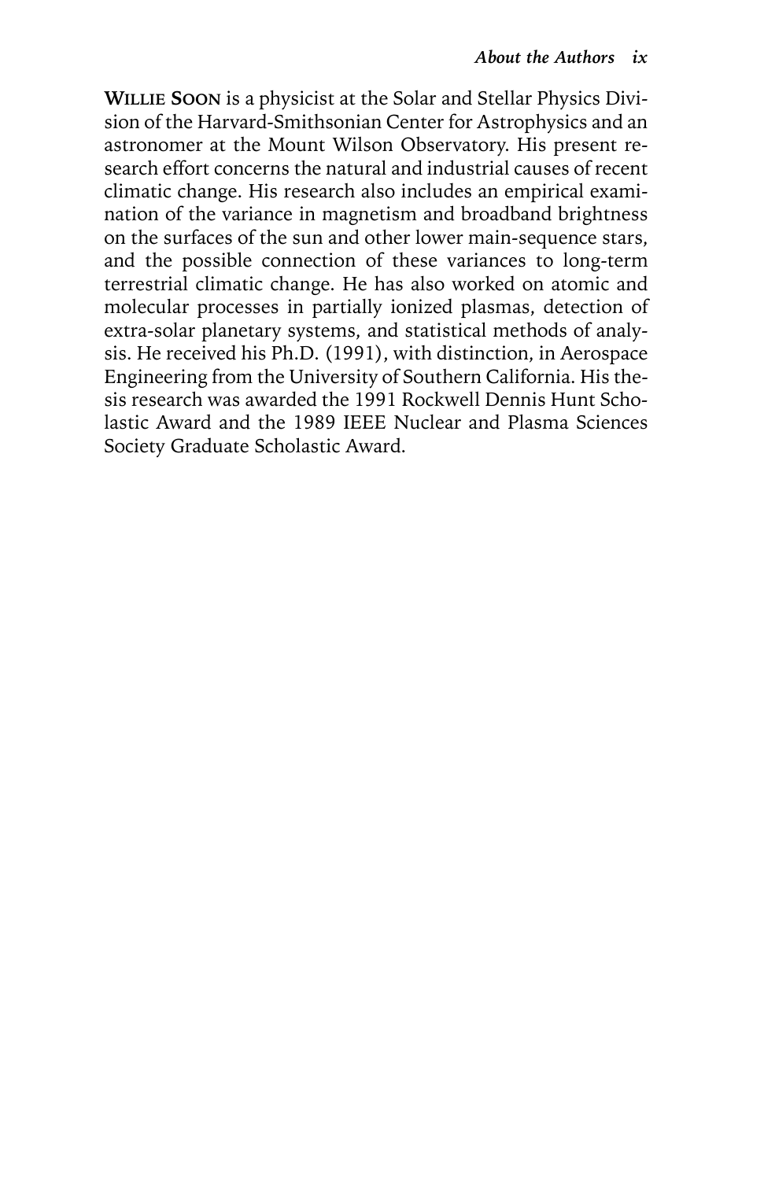**Willie Soon** is a physicist at the Solar and Stellar Physics Division of the Harvard-Smithsonian Center for Astrophysics and an astronomer at the Mount Wilson Observatory. His present research effort concerns the natural and industrial causes of recent climatic change. His research also includes an empirical examination of the variance in magnetism and broadband brightness on the surfaces of the sun and other lower main-sequence stars, and the possible connection of these variances to long-term terrestrial climatic change. He has also worked on atomic and molecular processes in partially ionized plasmas, detection of extra-solar planetary systems, and statistical methods of analysis. He received his Ph.D. (1991), with distinction, in Aerospace Engineering from the University of Southern California. His thesis research was awarded the 1991 Rockwell Dennis Hunt Scholastic Award and the 1989 IEEE Nuclear and Plasma Sciences Society Graduate Scholastic Award.